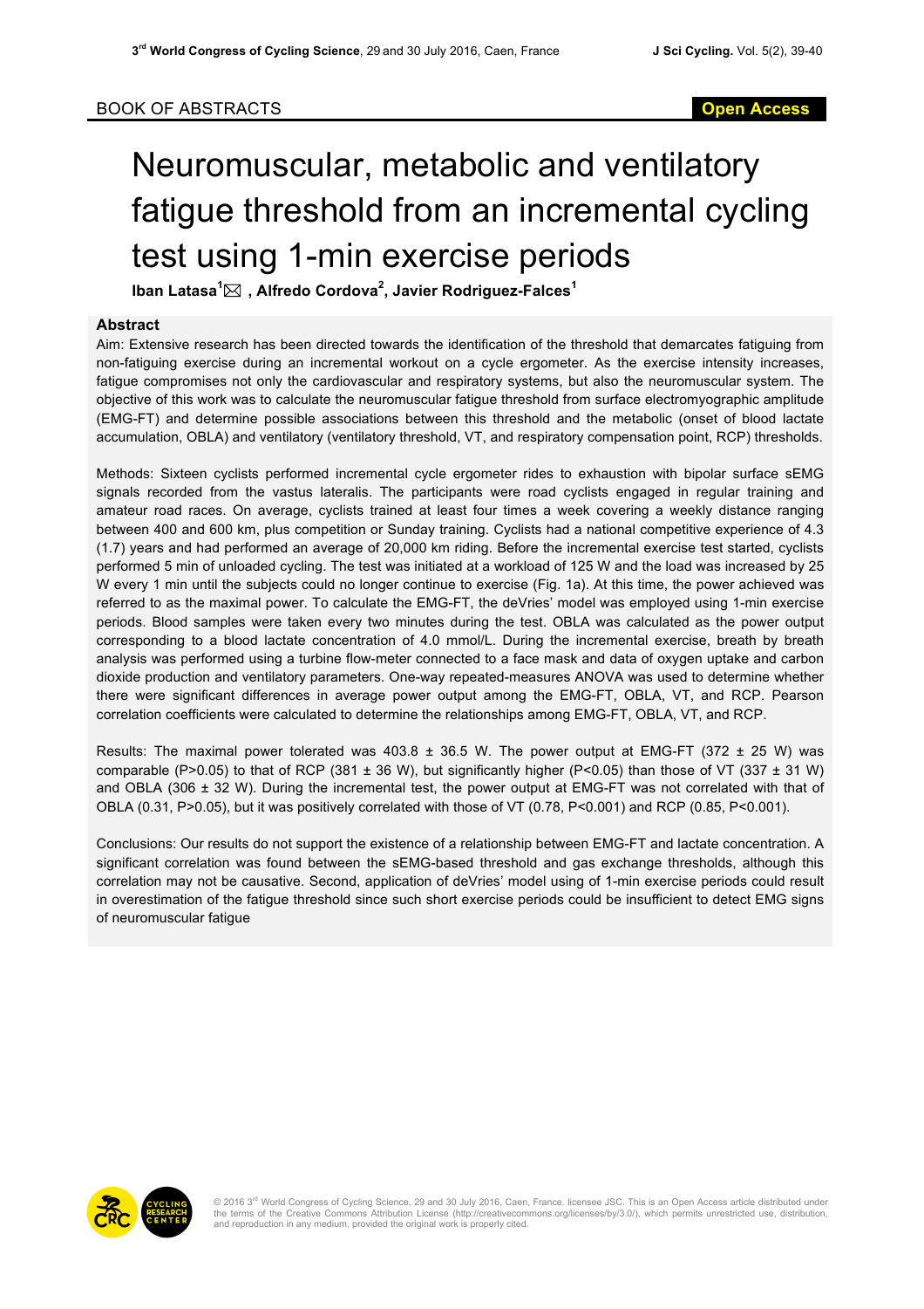BOOK OF ABSTRACTS

**Open Access**

# Neuromuscular, metabolic and ventilatory fatigue threshold from an incremental cycling test using 1-min exercise periods

**Iban Latasa[1] , Alfredo Cordova[2], Javier Rodriguez-Falces[1]**

## Abstract

Aim: Extensive research has been directed towards the identification of the threshold that demarcates fatiguing from non-fatiguing exercise during an incremental workout on a cycle ergometer. As the exercise intensity increases, fatigue compromises not only the cardiovascular and respiratory systems, but also the neuromuscular system. The objective of this work was to calculate the neuromuscular fatigue threshold from surface electromyographic amplitude (EMG-FT) and determine possible associations between this threshold and the metabolic (onset of blood lactate accumulation, OBLA) and ventilatory (ventilatory threshold, VT, and respiratory compensation point, RCP) thresholds.

Methods: Sixteen cyclists performed incremental cycle ergometer rides to exhaustion with bipolar surface sEMG signals recorded from the vastus lateralis. The participants were road cyclists engaged in regular training and amateur road races. On average, cyclists trained at least four times a week covering a weekly distance ranging between 400 and 600 km, plus competition or Sunday training. Cyclists had a national competitive experience of 4.3 (1.7) years and had performed an average of 20,000 km riding. Before the incremental exercise test started, cyclists performed 5 min of unloaded cycling. The test was initiated at a workload of 125 W and the load was increased by 25 W every 1 min until the subjects could no longer continue to exercise (Fig. 1a). At this time, the power achieved was referred to as the maximal power. To calculate the EMG-FT, the deVries' model was employed using 1-min exercise periods. Blood samples were taken every two minutes during the test. OBLA was calculated as the power output corresponding to a blood lactate concentration of 4.0 mmol/L. During the incremental exercise, breath by breath analysis was performed using a turbine flow-meter connected to a face mask and data of oxygen uptake and carbon dioxide production and ventilatory parameters. One-way repeated-measures ANOVA was used to determine whether there were significant differences in average power output among the EMG-FT, OBLA, VT, and RCP. Pearson correlation coefficients were calculated to determine the relationships among EMG-FT, OBLA, VT, and RCP.

Results: The maximal power tolerated was 403.8 ± 36.5 W. The power output at EMG-FT (372 ± 25 W) was comparable ($P>0.05$) to that of RCP (381 ± 36 W), but significantly higher ($P<0.05$) than those of VT (337 ± 31 W) and OBLA (306 ± 32 W). During the incremental test, the power output at EMG-FT was not correlated with that of OBLA (0.31, $P>0.05$), but it was positively correlated with those of VT (0.78, $P<0.001$) and RCP (0.85, $P<0.001$).

Conclusions: Our results do not support the existence of a relationship between EMG-FT and lactate concentration. A significant correlation was found between the sEMG-based threshold and gas exchange thresholds, although this correlation may not be causative. Second, application of deVries' model using of 1-min exercise periods could result in overestimation of the fatigue threshold since such short exercise periods could be insufficient to detect EMG signs of neuromuscular fatigue

© 2016 3rd World Congress of Cycling Science, 29 and 30 July 2016, Caen, France. licensee JSC. This is an Open Access article distributed under the terms of the Creative Commons Attribution License (http://creativecommons.org/licenses/by/3.0/), which permits unrestricted use, distribution, and reproduction in any medium, provided the original work is properly cited.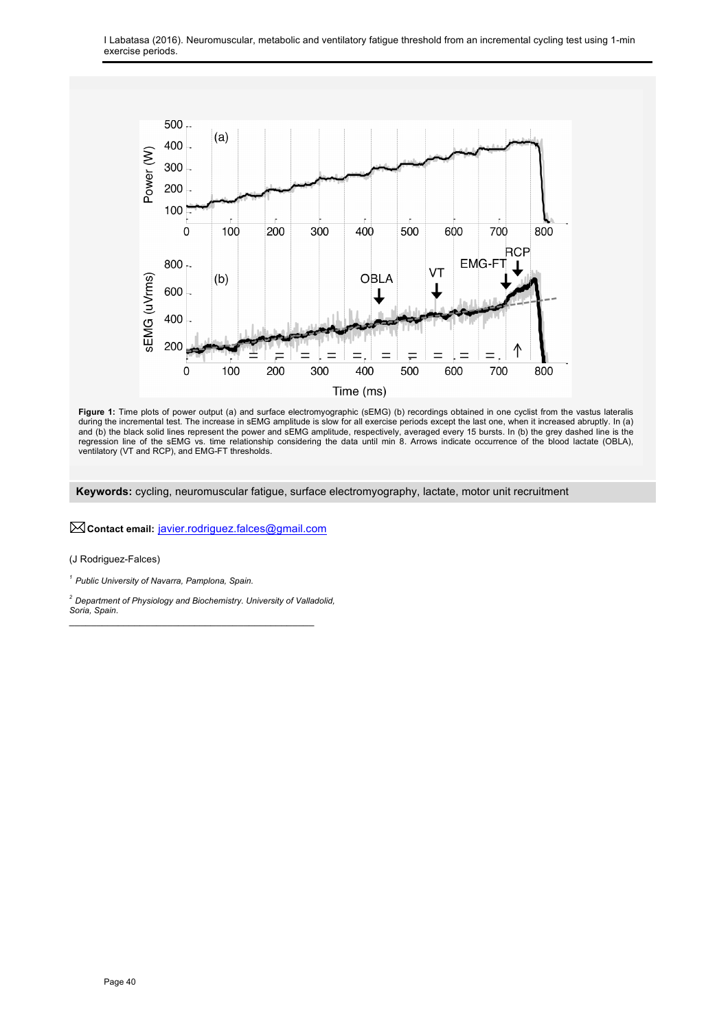500
400
300
200
100
Power (W)
(a)
0 100 200 300 400 500 600 700 800

800
600
400
200
sEMG (uVrms)
(b)
OBLA
VT
EMG-FT
RCP
0 100 200 300 400 500 600 700 800
Time (ms)

**Figure 1:** Time plots of power output (a) and surface electromyographic (sEMG) (b) recordings obtained in one cyclist from the vastus lateralis during the incremental test. The increase in sEMG amplitude is slow for all exercise periods except the last one, when it increased abruptly. In (a) and (b) the black solid lines represent the power and sEMG amplitude, respectively, averaged every 15 bursts. In (b) the grey dashed line is the regression line of the sEMG vs. time relationship considering the data until min 8. Arrows indicate occurrence of the blood lactate (OBLA), ventilatory (VT and RCP), and EMG-FT thresholds.

**Keywords:** cycling, neuromuscular fatigue, surface electromyography, lactate, motor unit recruitment

**Contact email:** javier.rodriguez.falces@gmail.com

(J Rodriguez-Falces)

[1] *Public University of Navarra, Pamplona, Spain.*

[2] *Department of Physiology and Biochemistry. University of Valladolid, Soria, Spain.*